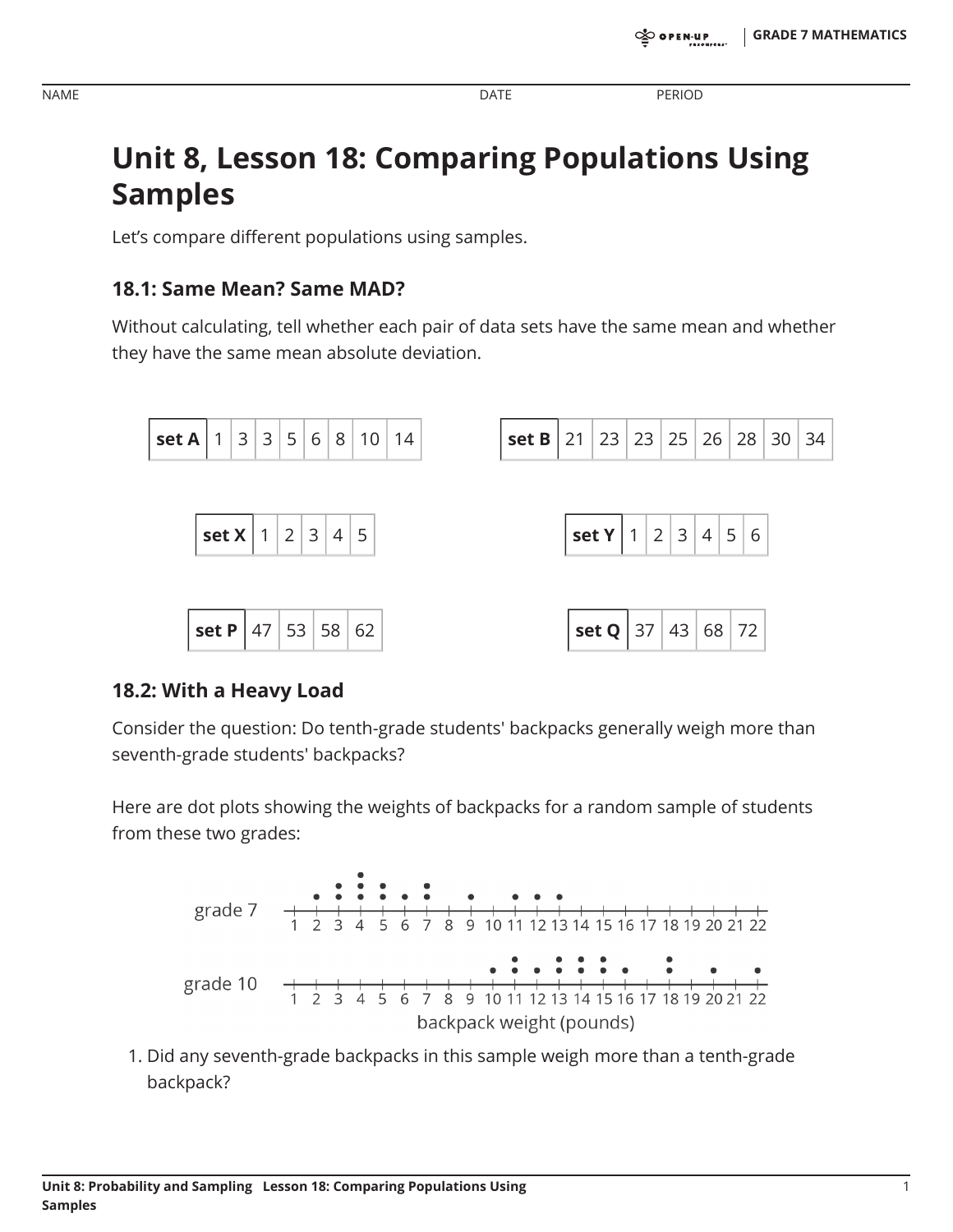NAME DATE PERIOD

# Unit 8, Lesson 18: Comparing Populations Using Samples

Let's compare different populations using samples.

## 18.1: Same Mean? Same MAD?

Without calculating, tell whether each pair of data sets have the same mean and whether they have the same mean absolute deviation.

| set A | 1 | 3 | 3 | 5 | 6 | 8 | 10 | 14 |
|---|---|---|---|---|---|---|---|---|

| set B | 21 | 23 | 23 | 25 | 26 | 28 | 30 | 34 |
|---|---|---|---|---|---|---|---|---|

| set X | 1 | 2 | 3 | 4 | 5 |
|---|---|---|---|---|---|

| set Y | 1 | 2 | 3 | 4 | 5 | 6 |
|---|---|---|---|---|---|---|

| set P | 47 | 53 | 58 | 62 |
|---|---|---|---|---|

| set Q | 37 | 43 | 68 | 72 |
|---|---|---|---|---|

## 18.2: With a Heavy Load

Consider the question: Do tenth-grade students' backpacks generally weigh more than seventh-grade students' backpacks?

Here are dot plots showing the weights of backpacks for a random sample of students from these two grades:

grade 7

grade 10

backpack weight (pounds)

1. Did any seventh-grade backpacks in this sample weigh more than a tenth-grade backpack?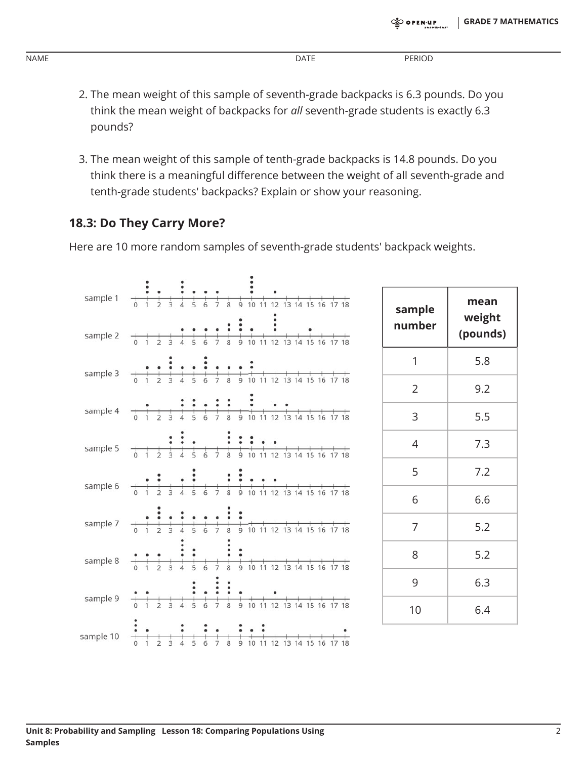2. The mean weight of this sample of seventh-grade backpacks is 6.3 pounds. Do you think the mean weight of backpacks for *all* seventh-grade students is exactly 6.3 pounds?

3. The mean weight of this sample of tenth-grade backpacks is 14.8 pounds. Do you think there is a meaningful difference between the weight of all seventh-grade and tenth-grade students' backpacks? Explain or show your reasoning.

### 18.3: Do They Carry More?

Here are 10 more random samples of seventh-grade students' backpack weights.

| sample number | mean weight (pounds) |
|---|---|
| 1 | 5.8 |
| 2 | 9.2 |
| 3 | 5.5 |
| 4 | 7.3 |
| 5 | 7.2 |
| 6 | 6.6 |
| 7 | 5.2 |
| 8 | 5.2 |
| 9 | 6.3 |
| 10 | 6.4 |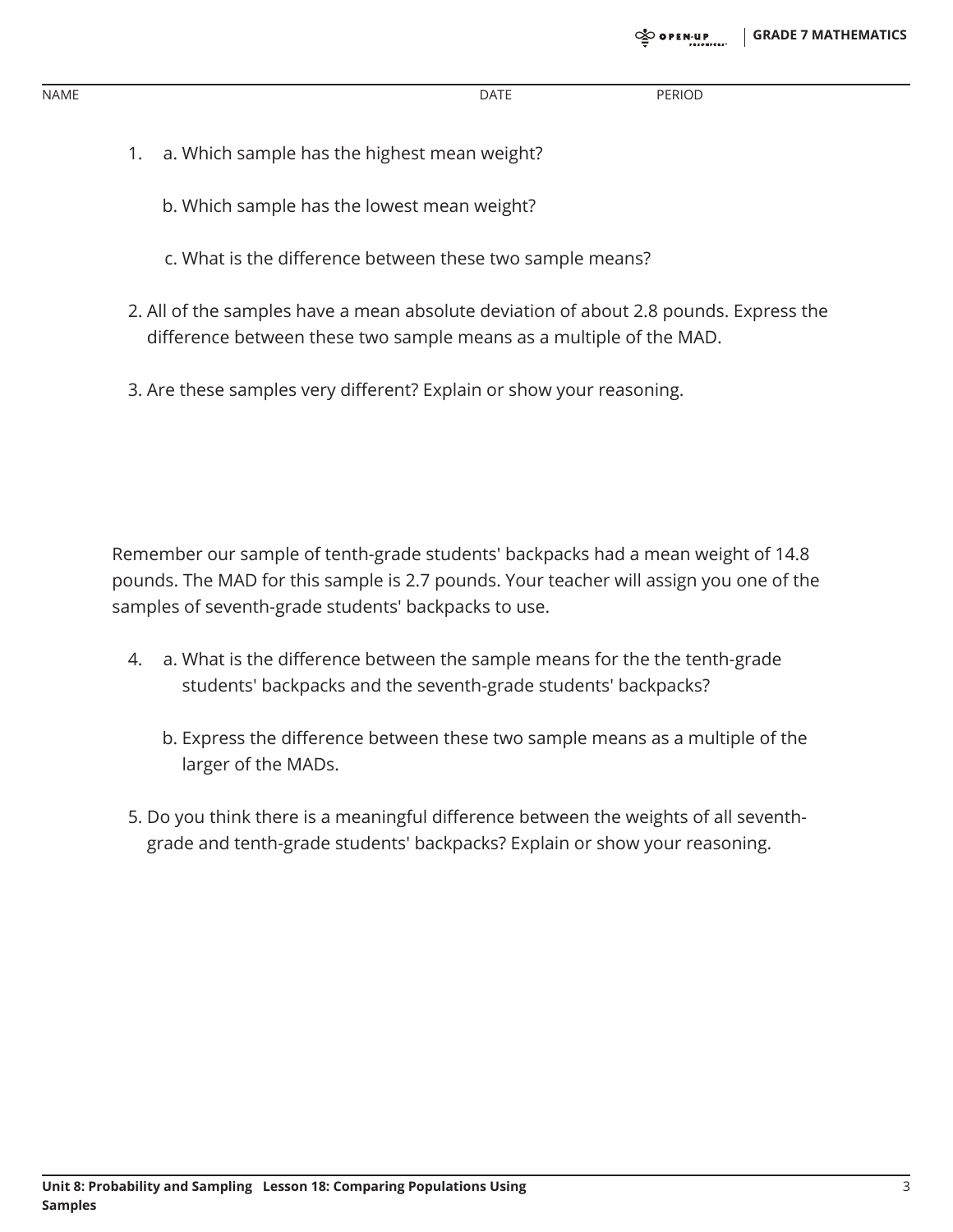NAME DATE PERIOD

1. a. Which sample has the highest mean weight?

   b. Which sample has the lowest mean weight?

   c. What is the difference between these two sample means?

2. All of the samples have a mean absolute deviation of about 2.8 pounds. Express the difference between these two sample means as a multiple of the MAD.

3. Are these samples very different? Explain or show your reasoning.

Remember our sample of tenth-grade students' backpacks had a mean weight of 14.8 pounds. The MAD for this sample is 2.7 pounds. Your teacher will assign you one of the samples of seventh-grade students' backpacks to use.

4. a. What is the difference between the sample means for the the tenth-grade students' backpacks and the seventh-grade students' backpacks?

   b. Express the difference between these two sample means as a multiple of the larger of the MADs.

5. Do you think there is a meaningful difference between the weights of all seventh-grade and tenth-grade students' backpacks? Explain or show your reasoning.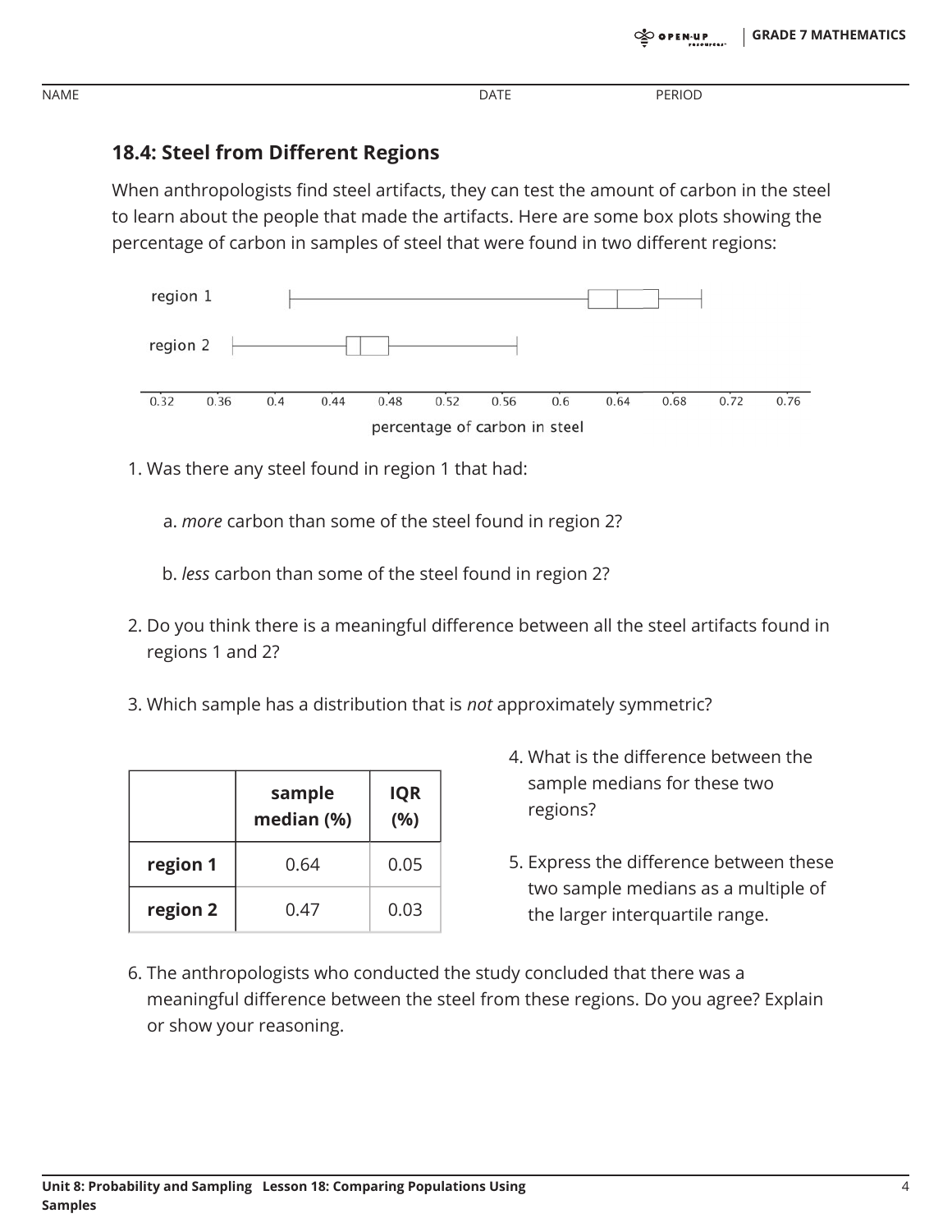NAME DATE PERIOD

### 18.4: Steel from Different Regions

When anthropologists find steel artifacts, they can test the amount of carbon in the steel to learn about the people that made the artifacts. Here are some box plots showing the percentage of carbon in samples of steel that were found in two different regions:

1. Was there any steel found in region 1 that had:

   a. *more* carbon than some of the steel found in region 2?

   b. *less* carbon than some of the steel found in region 2?

2. Do you think there is a meaningful difference between all the steel artifacts found in regions 1 and 2?

3. Which sample has a distribution that is *not* approximately symmetric?

| | sample median (%) | IQR (%) |
|---|---|---|
| **region 1** | 0.64 | 0.05 |
| **region 2** | 0.47 | 0.03 |

4. What is the difference between the sample medians for these two regions?

5. Express the difference between these two sample medians as a multiple of the larger interquartile range.

6. The anthropologists who conducted the study concluded that there was a meaningful difference between the steel from these regions. Do you agree? Explain or show your reasoning.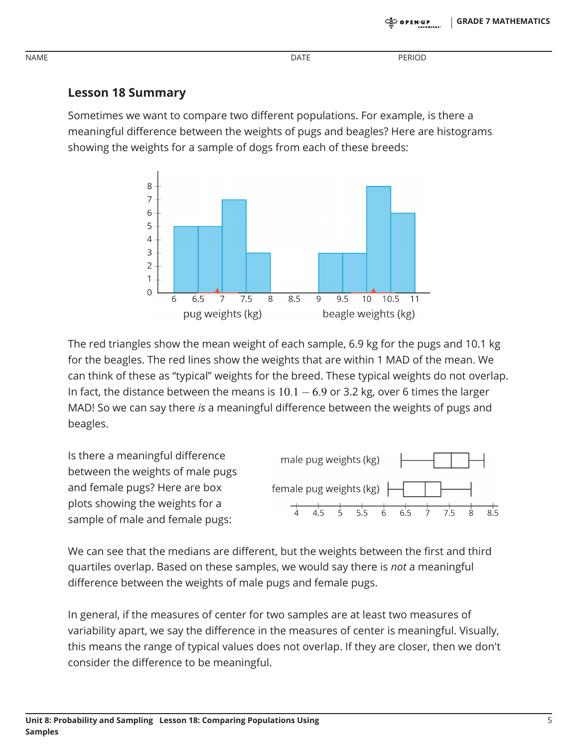## Lesson 18 Summary

Sometimes we want to compare two different populations. For example, is there a meaningful difference between the weights of pugs and beagles? Here are histograms showing the weights for a sample of dogs from each of these breeds:

The red triangles show the mean weight of each sample, 6.9 kg for the pugs and 10.1 kg for the beagles. The red lines show the weights that are within 1 MAD of the mean. We can think of these as "typical" weights for the breed. These typical weights do not overlap. In fact, the distance between the means is $10.1 - 6.9$ or 3.2 kg, over 6 times the larger MAD! So we can say there *is* a meaningful difference between the weights of pugs and beagles.

Is there a meaningful difference between the weights of male pugs and female pugs? Here are box plots showing the weights for a sample of male and female pugs:

We can see that the medians are different, but the weights between the first and third quartiles overlap. Based on these samples, we would say there is *not* a meaningful difference between the weights of male pugs and female pugs.

In general, if the measures of center for two samples are at least two measures of variability apart, we say the difference in the measures of center is meaningful. Visually, this means the range of typical values does not overlap. If they are closer, then we don't consider the difference to be meaningful.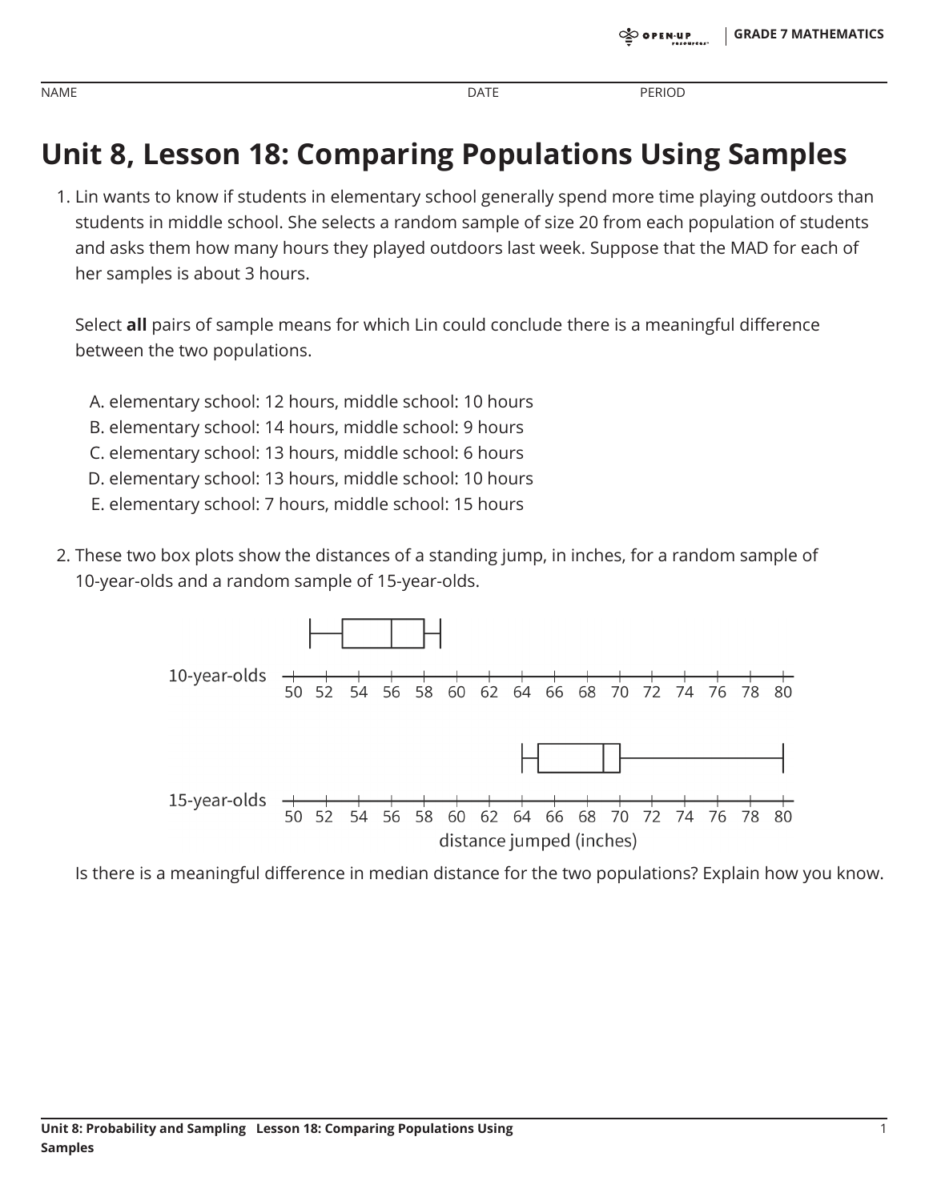NAME DATE PERIOD

# Unit 8, Lesson 18: Comparing Populations Using Samples

1. Lin wants to know if students in elementary school generally spend more time playing outdoors than students in middle school. She selects a random sample of size 20 from each population of students and asks them how many hours they played outdoors last week. Suppose that the MAD for each of her samples is about 3 hours.

   Select **all** pairs of sample means for which Lin could conclude there is a meaningful difference between the two populations.

   A. elementary school: 12 hours, middle school: 10 hours
   B. elementary school: 14 hours, middle school: 9 hours
   C. elementary school: 13 hours, middle school: 6 hours
   D. elementary school: 13 hours, middle school: 10 hours
   E. elementary school: 7 hours, middle school: 15 hours

2. These two box plots show the distances of a standing jump, in inches, for a random sample of 10-year-olds and a random sample of 15-year-olds.

   10-year-olds: 50 52 54 56 58 60 62 64 66 68 70 72 74 76 78 80

   15-year-olds: 50 52 54 56 58 60 62 64 66 68 70 72 74 76 78 80

   distance jumped (inches)

   Is there is a meaningful difference in median distance for the two populations? Explain how you know.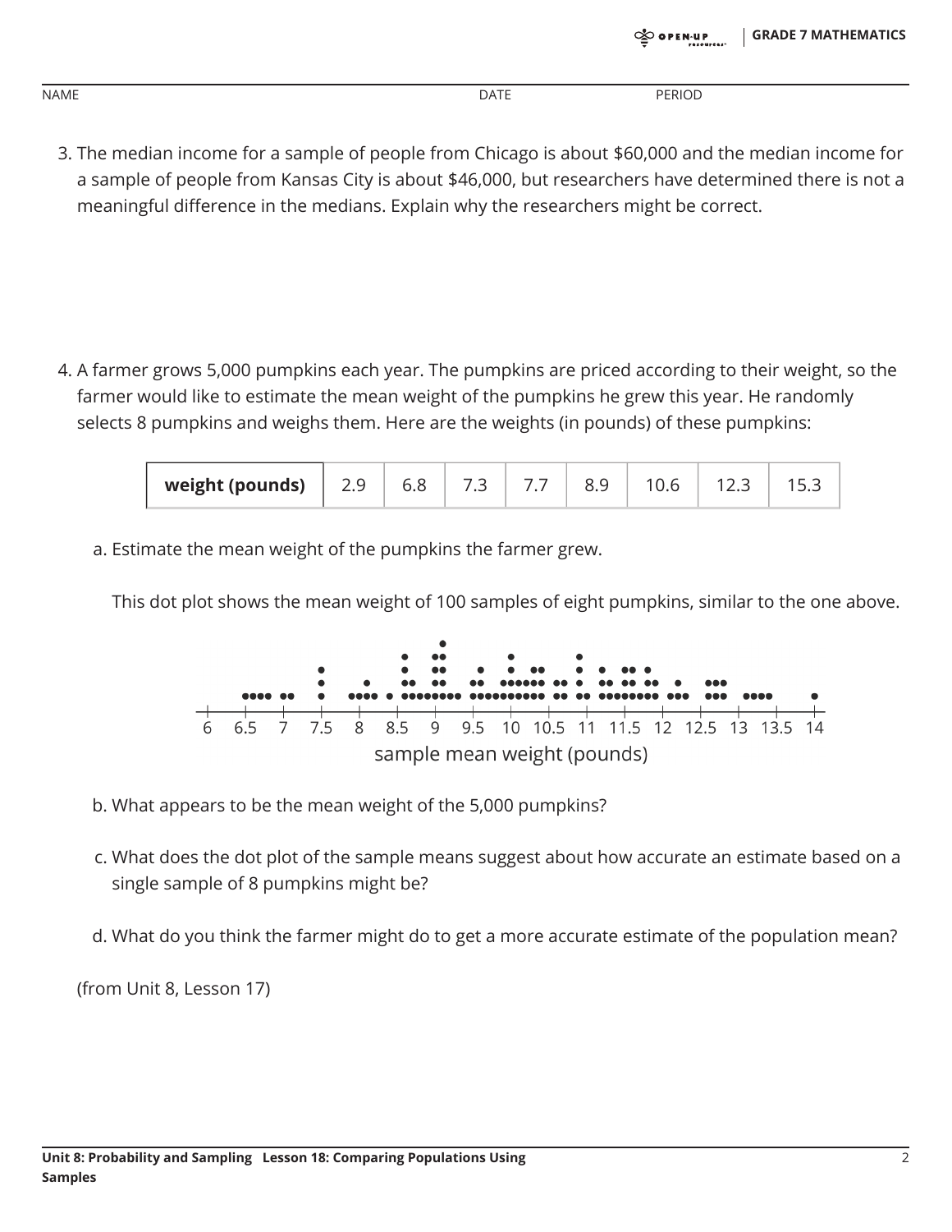3. The median income for a sample of people from Chicago is about \$60,000 and the median income for a sample of people from Kansas City is about \$46,000, but researchers have determined there is not a meaningful difference in the medians. Explain why the researchers might be correct.

4. A farmer grows 5,000 pumpkins each year. The pumpkins are priced according to their weight, so the farmer would like to estimate the mean weight of the pumpkins he grew this year. He randomly selects 8 pumpkins and weighs them. Here are the weights (in pounds) of these pumpkins:

| | | | | | | | | |
|---|---|---|---|---|---|---|---|---|
| **weight (pounds)** | 2.9 | 6.8 | 7.3 | 7.7 | 8.9 | 10.6 | 12.3 | 15.3 |

   a. Estimate the mean weight of the pumpkins the farmer grew.

   This dot plot shows the mean weight of 100 samples of eight pumpkins, similar to the one above.

   6 6.5 7 7.5 8 8.5 9 9.5 10 10.5 11 11.5 12 12.5 13 13.5 14

   sample mean weight (pounds)

   b. What appears to be the mean weight of the 5,000 pumpkins?

   c. What does the dot plot of the sample means suggest about how accurate an estimate based on a single sample of 8 pumpkins might be?

   d. What do you think the farmer might do to get a more accurate estimate of the population mean?

(from Unit 8, Lesson 17)